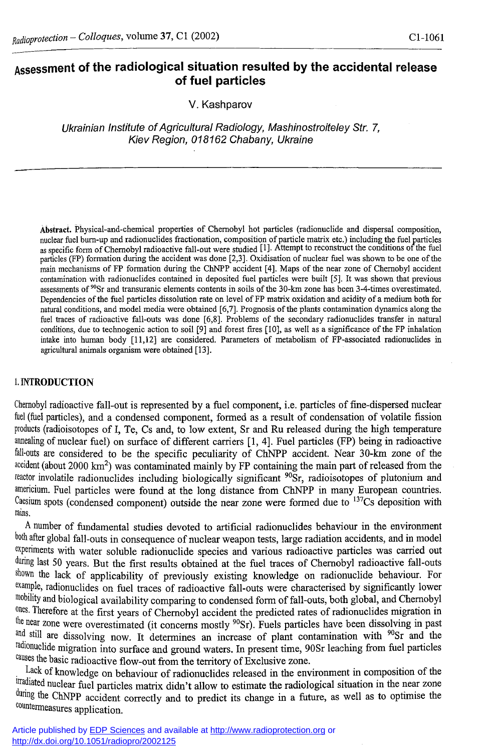# Assessment of the radiological situation resulted by the accidental release of fuel particles

V. Kashparov

*Ukrainian Institute of Agricultural Radiology, Mashinostroiteley Str. 7, Kiev Region, 018162 Chabany, Ukraine*

**Abstract.** Physical-and-chemical properties of Chernobyl hot particles (radionuclide and dispersal composition, nuclear fuel burn-up and radionuclides fractionation, composition of particle matrix etc.) including the fuel particles as specific form of Chernobyl radioactive fall-out were studied [1]. Attempt to reconstruct the conditions of the fuel particles (FP) formation during the accident was done [2,3]. Oxidisation of nuclear fuel was shown to be one of the main mechanisms of FP formation during the ChNPP accident [4]. Maps of the near zone of Chernobyl accident contamination with radionuclides contained in deposited fuel particles were built [5]. It was shown that previous assessments of $^{90}$Sr and transuranic elements contents in soils of the 30-km zone has been 3-4-times overestimated. Dependencies of the fuel particles dissolution rate on level of FP matrix oxidation and acidity of a medium both for natural conditions, and model media were obtained [6,7]. Prognosis of the plants contamination dynamics along the fuel traces of radioactive fall-outs was done [6,8]. Problems of the secondary radionuclides transfer in natural conditions, due to technogenic action to soil [9] and forest fires [10], as well as a significance of the FP inhalation intake into human body [11,12] are considered. Parameters of metabolism of FP-associated radionuclides in agricultural animals organism were obtained [13].

## 1. INTRODUCTION

Chernobyl radioactive fall-out is represented by a fuel component, i.e. particles of fine-dispersed nuclear fuel (fuel particles), and a condensed component, formed as a result of condensation of volatile fission products (radioisotopes of I, Te, Cs and, to low extent, Sr and Ru released during the high temperature annealing of nuclear fuel) on surface of different carriers [1, 4]. Fuel particles (FP) being in radioactive fall-outs are considered to be the specific peculiarity of ChNPP accident. Near 30-km zone of the accident (about 2000 km$^2$) was contaminated mainly by FP containing the main part of released from the reactor involatile radionuclides including biologically significant $^{90}$Sr, radioisotopes of plutonium and americium. Fuel particles were found at the long distance from ChNPP in many European countries. Caesium spots (condensed component) outside the near zone were formed due to $^{137}$Cs deposition with rains.

A number of fundamental studies devoted to artificial radionuclides behaviour in the environment both after global fall-outs in consequence of nuclear weapon tests, large radiation accidents, and in model experiments with water soluble radionuclide species and various radioactive particles was carried out during last 50 years. But the first results obtained at the fuel traces of Chernobyl radioactive fall-outs shown the lack of applicability of previously existing knowledge on radionuclide behaviour. For example, radionuclides on fuel traces of radioactive fall-outs were characterised by significantly lower mobility and biological availability comparing to condensed form of fall-outs, both global, and Chernobyl ones. Therefore at the first years of Chernobyl accident the predicted rates of radionuclides migration in the near zone were overestimated (it concerns mostly $^{90}$Sr). Fuels particles have been dissolving in past and still are dissolving now. It determines an increase of plant contamination with $^{90}$Sr and the radionuclide migration into surface and ground waters. In present time, 90Sr leaching from fuel particles causes the basic radioactive flow-out from the territory of Exclusive zone.

Lack of knowledge on behaviour of radionuclides released in the environment in composition of the irradiated nuclear fuel particles matrix didn't allow to estimate the radiological situation in the near zone during the ChNPP accident correctly and to predict its change in a future, as well as to optimise the countermeasures application.

Article published by EDP Sciences and available at http://www.radioprotection.org or http://dx.doi.org/10.1051/radiopro/2002125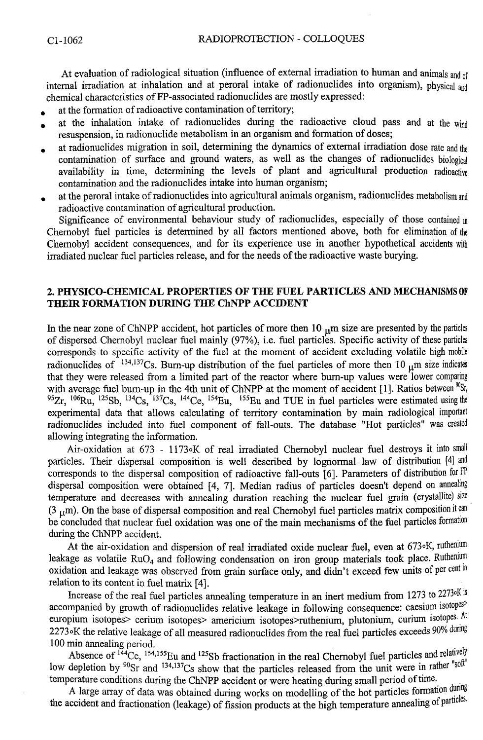At evaluation of radiological situation (influence of external irradiation to human and animals and of internal irradiation at inhalation and at peroral intake of radionuclides into organism), physical and chemical characteristics of FP-associated radionuclides are mostly expressed:

- at the formation of radioactive contamination of territory;
- at the inhalation intake of radionuclides during the radioactive cloud pass and at the wind resuspension, in radionuclide metabolism in an organism and formation of doses;
- at radionuclides migration in soil, determining the dynamics of external irradiation dose rate and the contamination of surface and ground waters, as well as the changes of radionuclides biological availability in time, determining the levels of plant and agricultural production radioactive contamination and the radionuclides intake into human organism;
- at the peroral intake of radionuclides into agricultural animals organism, radionuclides metabolism and radioactive contamination of agricultural production.

Significance of environmental behaviour study of radionuclides, especially of those contained in Chernobyl fuel particles is determined by all factors mentioned above, both for elimination of the Chernobyl accident consequences, and for its experience use in another hypothetical accidents with irradiated nuclear fuel particles release, and for the needs of the radioactive waste burying.

## 2. PHYSICO-CHEMICAL PROPERTIES OF THE FUEL PARTICLES AND MECHANISMS OF THEIR FORMATION DURING THE ChNPP ACCIDENT

In the near zone of ChNPP accident, hot particles of more then 10 $\mu$m size are presented by the particles of dispersed Chernobyl nuclear fuel mainly (97%), i.e. fuel particles. Specific activity of these particles corresponds to specific activity of the fuel at the moment of accident excluding volatile high mobile radionuclides of $^{134,137}Cs$. Burn-up distribution of the fuel particles of more then 10 $\mu$m size indicates that they were released from a limited part of the reactor where burn-up values were lower comparing with average fuel burn-up in the 4th unit of ChNPP at the moment of accident [1]. Ratios between $^{90}Sr$, $^{95}Zr$, $^{106}Ru$, $^{125}Sb$, $^{134}Cs$, $^{137}Cs$, $^{144}Ce$, $^{154}Eu$, $^{155}Eu$ and TUE in fuel particles were estimated using the experimental data that allows calculating of territory contamination by main radiological important radionuclides included into fuel component of fall-outs. The database "Hot particles" was created allowing integrating the information.

Air-oxidation at 673 - 1173°K of real irradiated Chernobyl nuclear fuel destroys it into small particles. Their dispersal composition is well described by lognormal law of distribution [4] and corresponds to the dispersal composition of radioactive fall-outs [6]. Parameters of distribution for FP dispersal composition were obtained [4, 7]. Median radius of particles doesn't depend on annealing temperature and decreases with annealing duration reaching the nuclear fuel grain (crystallite) size (3 $\mu$m). On the base of dispersal composition and real Chernobyl fuel particles matrix composition it can be concluded that nuclear fuel oxidation was one of the main mechanisms of the fuel particles formation during the ChNPP accident.

At the air-oxidation and dispersion of real irradiated oxide nuclear fuel, even at 673°K, ruthenium leakage as volatile $RuO_4$ and following condensation on iron group materials took place. Ruthenium oxidation and leakage was observed from grain surface only, and didn't exceed few units of per cent in relation to its content in fuel matrix [4].

Increase of the real fuel particles annealing temperature in an inert medium from 1273 to 2273°K is accompanied by growth of radionuclides relative leakage in following consequence: caesium isotopes> europium isotopes> cerium isotopes> americium isotopes>ruthenium, plutonium, curium isotopes. At 2273°K the relative leakage of all measured radionuclides from the real fuel particles exceeds 90% during 100 min annealing period.

Absence of $^{144}Ce$, $^{154,155}Eu$ and $^{125}Sb$ fractionation in the real Chernobyl fuel particles and relatively low depletion by $^{90}Sr$ and $^{134,137}Cs$ show that the particles released from the unit were in rather "soft" temperature conditions during the ChNPP accident or were heating during small period of time.

A large array of data was obtained during works on modelling of the hot particles formation during the accident and fractionation (leakage) of fission products at the high temperature annealing of particles.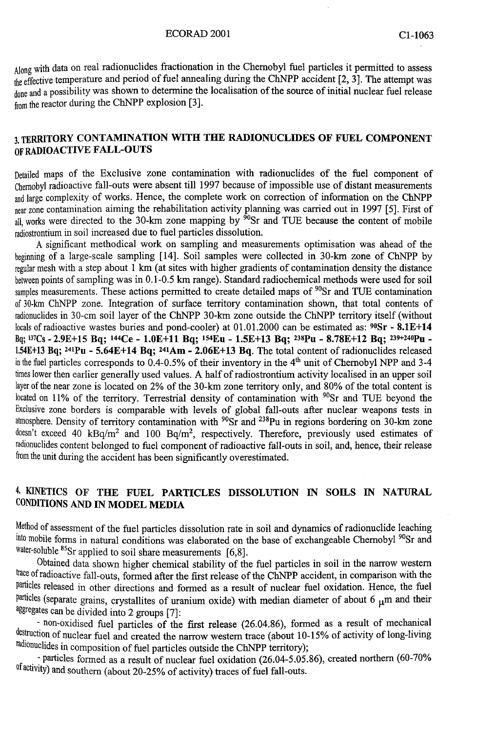Along with data on real radionuclides fractionation in the Chernobyl fuel particles it permitted to assess the effective temperature and period of fuel annealing during the ChNPP accident [2, 3]. The attempt was done and a possibility was shown to determine the localisation of the source of initial nuclear fuel release from the reactor during the ChNPP explosion [3].

## 3. TERRITORY CONTAMINATION WITH THE RADIONUCLIDES OF FUEL COMPONENT OF RADIOACTIVE FALL-OUTS

Detailed maps of the Exclusive zone contamination with radionuclides of the fuel component of Chernobyl radioactive fall-outs were absent till 1997 because of impossible use of distant measurements and large complexity of works. Hence, the complete work on correction of information on the ChNPP near zone contamination aiming the rehabilitation activity planning was carried out in 1997 [5]. First of all, works were directed to the 30-km zone mapping by $^{90}Sr$ and TUE because the content of mobile radiostrontium in soil increased due to fuel particles dissolution.

A significant methodical work on sampling and measurements optimisation was ahead of the beginning of a large-scale sampling [14]. Soil samples were collected in 30-km zone of ChNPP by regular mesh with a step about 1 km (at sites with higher gradients of contamination density the distance between points of sampling was in 0.1-0.5 km range). Standard radiochemical methods were used for soil samples measurements. These actions permitted to create detailed maps of $^{90}Sr$ and TUE contamination of 30-km ChNPP zone. Integration of surface territory contamination shown, that total contents of radionuclides in 30-cm soil layer of the ChNPP 30-km zone outside the ChNPP territory itself (without locals of radioactive wastes buries and pond-cooler) at 01.01.2000 can be estimated as: **$^{90}Sr$ - 8.1E+14 Bq; $^{137}Cs$ - 2.9E+15 Bq; $^{144}Ce$ - 1.0E+11 Bq; $^{154}Eu$ - 1.5E+13 Bq; $^{238}Pu$ - 8.78E+12 Bq; $^{239+240}Pu$ - 1.54E+13 Bq; $^{241}Pu$ - 5.64E+14 Bq; $^{241}Am$ - 2.06E+13 Bq.** The total content of radionuclides released in the fuel particles corresponds to 0.4-0.5% of their inventory in the 4th unit of Chernobyl NPP and 3-4 times lower then earlier generally used values. A half of radiostrontium activity localised in an upper soil layer of the near zone is located on 2% of the 30-km zone territory only, and 80% of the total content is located on 11% of the territory. Terrestrial density of contamination with $^{90}Sr$ and TUE beyond the Exclusive zone borders is comparable with levels of global fall-outs after nuclear weapons tests in atmosphere. Density of territory contamination with $^{90}Sr$ and $^{238}Pu$ in regions bordering on 30-km zone doesn't exceed 40 kBq/m$^2$ and 100 Bq/m$^2$, respectively. Therefore, previously used estimates of radionuclides content belonged to fuel component of radioactive fall-outs in soil, and, hence, their release from the unit during the accident has been significantly overestimated.

## 4. KINETICS OF THE FUEL PARTICLES DISSOLUTION IN SOILS IN NATURAL CONDITIONS AND IN MODEL MEDIA

Method of assessment of the fuel particles dissolution rate in soil and dynamics of radionuclide leaching into mobile forms in natural conditions was elaborated on the base of exchangeable Chernobyl $^{90}Sr$ and water-soluble $^{85}Sr$ applied to soil share measurements [6,8].

Obtained data shown higher chemical stability of the fuel particles in soil in the narrow western trace of radioactive fall-outs, formed after the first release of the ChNPP accident, in comparison with the particles released in other directions and formed as a result of nuclear fuel oxidation. Hence, the fuel particles (separate grains, crystallites of uranium oxide) with median diameter of about 6 $\mu$m and their aggregates can be divided into 2 groups [7]:

- non-oxidised fuel particles of the first release (26.04.86), formed as a result of mechanical destruction of nuclear fuel and created the narrow western trace (about 10-15% of activity of long-living radionuclides in composition of fuel particles outside the ChNPP territory);
- particles formed as a result of nuclear fuel oxidation (26.04-5.05.86), created northern (60-70% of activity) and southern (about 20-25% of activity) traces of fuel fall-outs.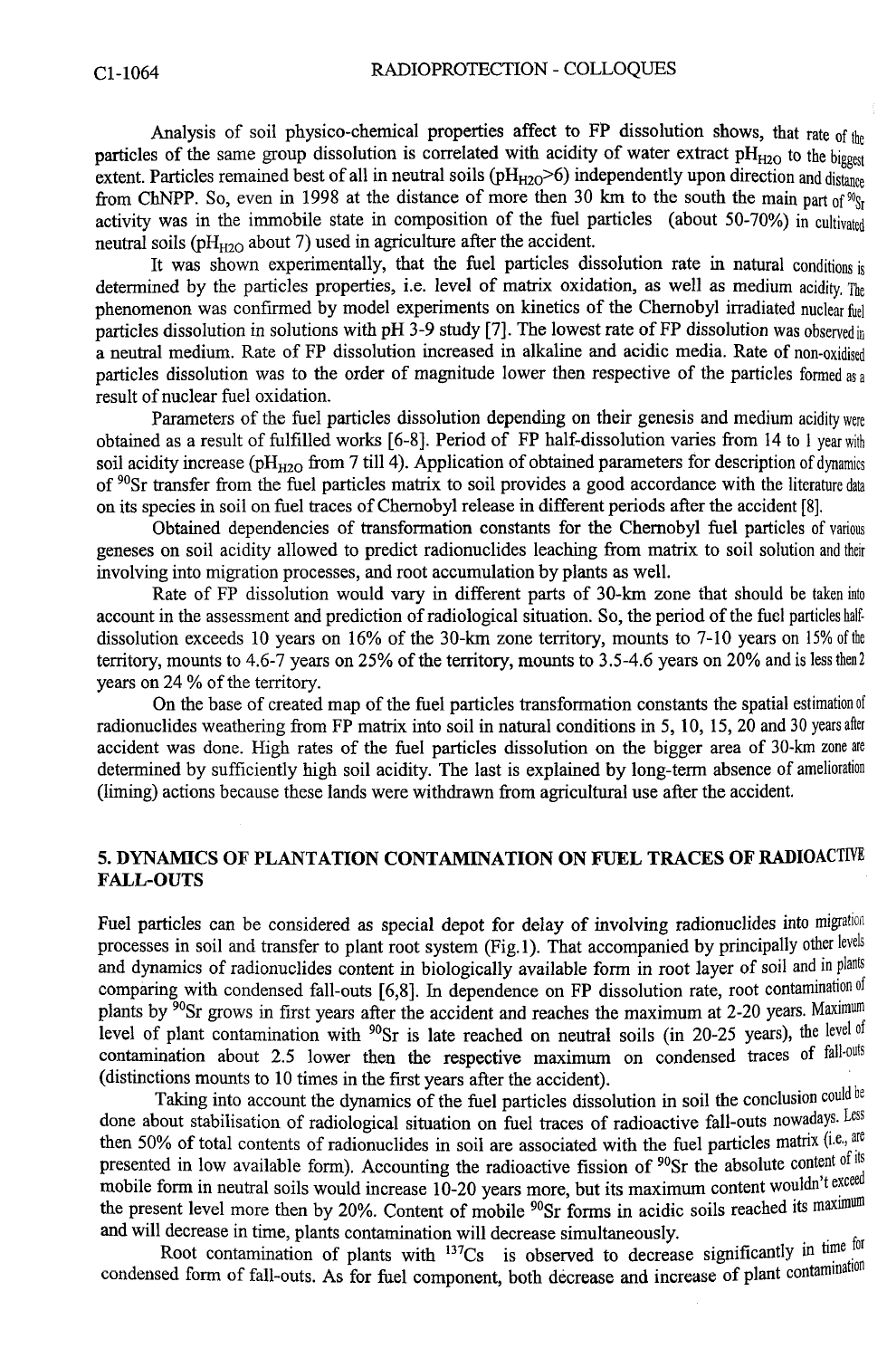Analysis of soil physico-chemical properties affect to FP dissolution shows, that rate of the particles of the same group dissolution is correlated with acidity of water extract $pH_{H2O}$ to the biggest extent. Particles remained best of all in neutral soils ($pH_{H2O}$>6) independently upon direction and distance from ChNPP. So, even in 1998 at the distance of more then 30 km to the south the main part of $^{90}Sr$ activity was in the immobile state in composition of the fuel particles (about 50-70%) in cultivated neutral soils ($pH_{H2O}$ about 7) used in agriculture after the accident.

It was shown experimentally, that the fuel particles dissolution rate in natural conditions is determined by the particles properties, i.e. level of matrix oxidation, as well as medium acidity. The phenomenon was confirmed by model experiments on kinetics of the Chernobyl irradiated nuclear fuel particles dissolution in solutions with pH 3-9 study [7]. The lowest rate of FP dissolution was observed in a neutral medium. Rate of FP dissolution increased in alkaline and acidic media. Rate of non-oxidised particles dissolution was to the order of magnitude lower then respective of the particles formed as a result of nuclear fuel oxidation.

Parameters of the fuel particles dissolution depending on their genesis and medium acidity were obtained as a result of fulfilled works [6-8]. Period of FP half-dissolution varies from 14 to 1 year with soil acidity increase ($pH_{H2O}$ from 7 till 4). Application of obtained parameters for description of dynamics of $^{90}Sr$ transfer from the fuel particles matrix to soil provides a good accordance with the literature data on its species in soil on fuel traces of Chernobyl release in different periods after the accident [8].

Obtained dependencies of transformation constants for the Chernobyl fuel particles of various geneses on soil acidity allowed to predict radionuclides leaching from matrix to soil solution and their involving into migration processes, and root accumulation by plants as well.

Rate of FP dissolution would vary in different parts of 30-km zone that should be taken into account in the assessment and prediction of radiological situation. So, the period of the fuel particles half-dissolution exceeds 10 years on 16% of the 30-km zone territory, mounts to 7-10 years on 15% of the territory, mounts to 4.6-7 years on 25% of the territory, mounts to 3.5-4.6 years on 20% and is less then 2 years on 24 % of the territory.

On the base of created map of the fuel particles transformation constants the spatial estimation of radionuclides weathering from FP matrix into soil in natural conditions in 5, 10, 15, 20 and 30 years after accident was done. High rates of the fuel particles dissolution on the bigger area of 30-km zone are determined by sufficiently high soil acidity. The last is explained by long-term absence of amelioration (liming) actions because these lands were withdrawn from agricultural use after the accident.

## 5. DYNAMICS OF PLANTATION CONTAMINATION ON FUEL TRACES OF RADIOACTIVE FALL-OUTS

Fuel particles can be considered as special depot for delay of involving radionuclides into migration processes in soil and transfer to plant root system (Fig.1). That accompanied by principally other levels and dynamics of radionuclides content in biologically available form in root layer of soil and in plants comparing with condensed fall-outs [6,8]. In dependence on FP dissolution rate, root contamination of plants by $^{90}Sr$ grows in first years after the accident and reaches the maximum at 2-20 years. Maximum level of plant contamination with $^{90}Sr$ is late reached on neutral soils (in 20-25 years), the level of contamination about 2.5 lower then the respective maximum on condensed traces of fall-outs (distinctions mounts to 10 times in the first years after the accident).

Taking into account the dynamics of the fuel particles dissolution in soil the conclusion could be done about stabilisation of radiological situation on fuel traces of radioactive fall-outs nowadays. Less then 50% of total contents of radionuclides in soil are associated with the fuel particles matrix (i.e., are presented in low available form). Accounting the radioactive fission of $^{90}Sr$ the absolute content of its mobile form in neutral soils would increase 10-20 years more, but its maximum content wouldn't exceed the present level more then by 20%. Content of mobile $^{90}Sr$ forms in acidic soils reached its maximum and will decrease in time, plants contamination will decrease simultaneously.

Root contamination of plants with $^{137}Cs$ is observed to decrease significantly in time for condensed form of fall-outs. As for fuel component, both decrease and increase of plant contamination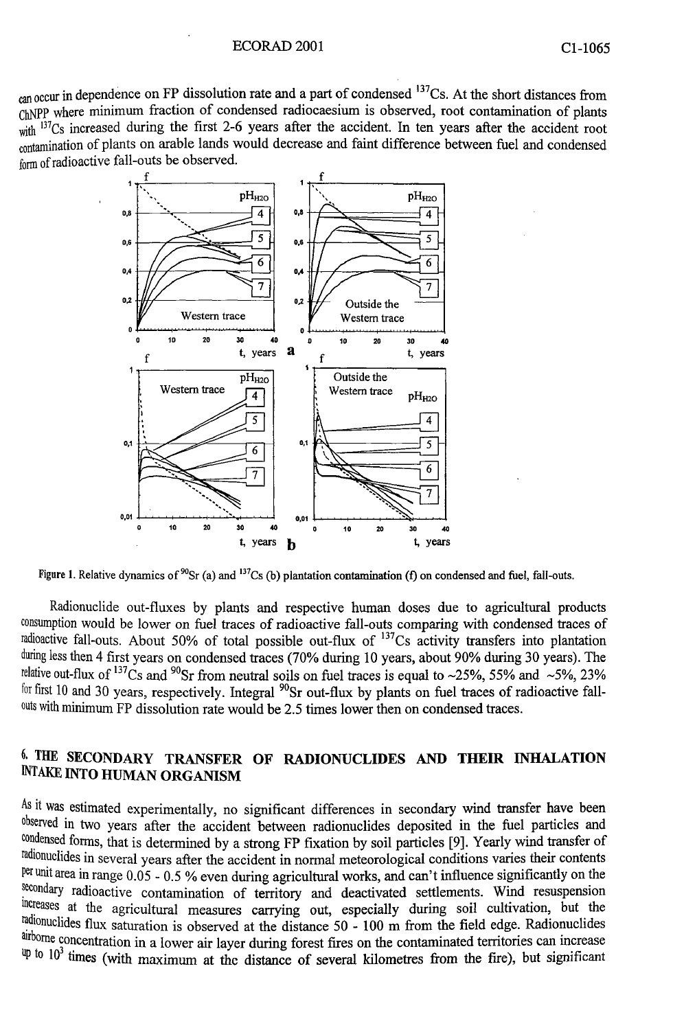can occur in dependence on FP dissolution rate and a part of condensed $^{137}Cs$. At the short distances from ChNPP where minimum fraction of condensed radiocaesium is observed, root contamination of plants with $^{137}Cs$ increased during the first 2-6 years after the accident. In ten years after the accident root contamination of plants on arable lands would decrease and faint difference between fuel and condensed form of radioactive fall-outs be observed.

Figure 1. Relative dynamics of $^{90}Sr$ (a) and $^{137}Cs$ (b) plantation contamination (f) on condensed and fuel, fall-outs.

Radionuclide out-fluxes by plants and respective human doses due to agricultural products consumption would be lower on fuel traces of radioactive fall-outs comparing with condensed traces of radioactive fall-outs. About 50% of total possible out-flux of $^{137}Cs$ activity transfers into plantation during less then 4 first years on condensed traces (70% during 10 years, about 90% during 30 years). The relative out-flux of $^{137}Cs$ and $^{90}Sr$ from neutral soils on fuel traces is equal to ~25%, 55% and ~5%, 23% for first 10 and 30 years, respectively. Integral $^{90}Sr$ out-flux by plants on fuel traces of radioactive fall-outs with minimum FP dissolution rate would be 2.5 times lower then on condensed traces.

## 6. THE SECONDARY TRANSFER OF RADIONUCLIDES AND THEIR INHALATION INTAKE INTO HUMAN ORGANISM

As it was estimated experimentally, no significant differences in secondary wind transfer have been observed in two years after the accident between radionuclides deposited in the fuel particles and condensed forms, that is determined by a strong FP fixation by soil particles [9]. Yearly wind transfer of radionuclides in several years after the accident in normal meteorological conditions varies their contents per unit area in range 0.05 - 0.5 % even during agricultural works, and can't influence significantly on the secondary radioactive contamination of territory and deactivated settlements. Wind resuspension increases at the agricultural measures carrying out, especially during soil cultivation, but the radionuclides flux saturation is observed at the distance 50 - 100 m from the field edge. Radionuclides airborne concentration in a lower air layer during forest fires on the contaminated territories can increase up to $10^3$ times (with maximum at the distance of several kilometres from the fire), but significant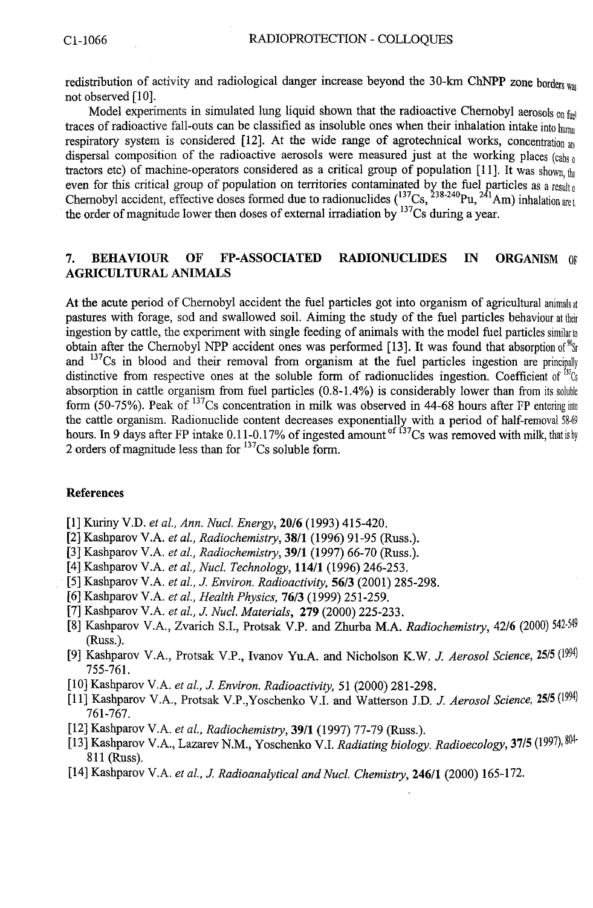redistribution of activity and radiological danger increase beyond the 30-km ChNPP zone borders was not observed [10].

Model experiments in simulated lung liquid shown that the radioactive Chernobyl aerosols on fuel traces of radioactive fall-outs can be classified as insoluble ones when their inhalation intake into human respiratory system is considered [12]. At the wide range of agrotechnical works, concentration and dispersal composition of the radioactive aerosols were measured just at the working places (cabs of tractors etc) of machine-operators considered as a critical group of population [11]. It was shown, that even for this critical group of population on territories contaminated by the fuel particles as a result of Chernobyl accident, effective doses formed due to radionuclides ($^{137}$Cs, $^{238-240}$Pu, $^{241}$Am) inhalation are the order of magnitude lower then doses of external irradiation by $^{137}$Cs during a year.

## 7. BEHAVIOUR OF FP-ASSOCIATED RADIONUCLIDES IN ORGANISM OF AGRICULTURAL ANIMALS

At the acute period of Chernobyl accident the fuel particles got into organism of agricultural animals at pastures with forage, sod and swallowed soil. Aiming the study of the fuel particles behaviour at their ingestion by cattle, the experiment with single feeding of animals with the model fuel particles similar to obtain after the Chernobyl NPP accident ones was performed [13]. It was found that absorption of $^{90}$Sr and $^{137}$Cs in blood and their removal from organism at the fuel particles ingestion are principally distinctive from respective ones at the soluble form of radionuclides ingestion. Coefficient of $^{137}$Cs absorption in cattle organism from fuel particles (0.8-1.4%) is considerably lower than from its soluble form (50-75%). Peak of $^{137}$Cs concentration in milk was observed in 44-68 hours after FP entering into the cattle organism. Radionuclide content decreases exponentially with a period of half-removal 58-69 hours. In 9 days after FP intake 0.11-0.17% of ingested amount of $^{137}$Cs was removed with milk, that is by 2 orders of magnitude less than for $^{137}$Cs soluble form.

### References

[1] Kuriny V.D. *et al.*, *Ann. Nucl. Energy*, **20/6** (1993) 415-420.
[2] Kashparov V.A. *et al.*, *Radiochemistry*, **38/1** (1996) 91-95 (Russ.).
[3] Kashparov V.A. *et al.*, *Radiochemistry*, **39/1** (1997) 66-70 (Russ.).
[4] Kashparov V.A. *et al.*, *Nucl. Technology*, **114/1** (1996) 246-253.
[5] Kashparov V.A. *et al.*, *J. Environ. Radioactivity*, **56/3** (2001) 285-298.
[6] Kashparov V.A. *et al.*, *Health Physics*, **76/3** (1999) 251-259.
[7] Kashparov V.A. *et al.*, *J. Nucl. Materials*, **279** (2000) 225-233.
[8] Kashparov V.A., Zvarich S.I., Protsak V.P. and Zhurba M.A. *Radiochemistry*, **42/6** (2000) 542-549 (Russ.).
[9] Kashparov V.A., Protsak V.P., Ivanov Yu.A. and Nicholson K.W. *J. Aerosol Science*, **25/5** (1994) 755-761.
[10] Kashparov V.A. *et al.*, *J. Environ. Radioactivity*, 51 (2000) 281-298.
[11] Kashparov V.A., Protsak V.P.,Yoschenko V.I. and Watterson J.D. *J. Aerosol Science*, **25/5** (1994) 761-767.
[12] Kashparov V.A. *et al.*, *Radiochemistry*, **39/1** (1997) 77-79 (Russ.).
[13] Kashparov V.A., Lazarev N.M., Yoschenko V.I. *Radiating biology. Radioecology*, **37/5** (1997), 804-811 (Russ).
[14] Kashparov V.A. *et al.*, *J. Radioanalytical and Nucl. Chemistry*, **246/1** (2000) 165-172.